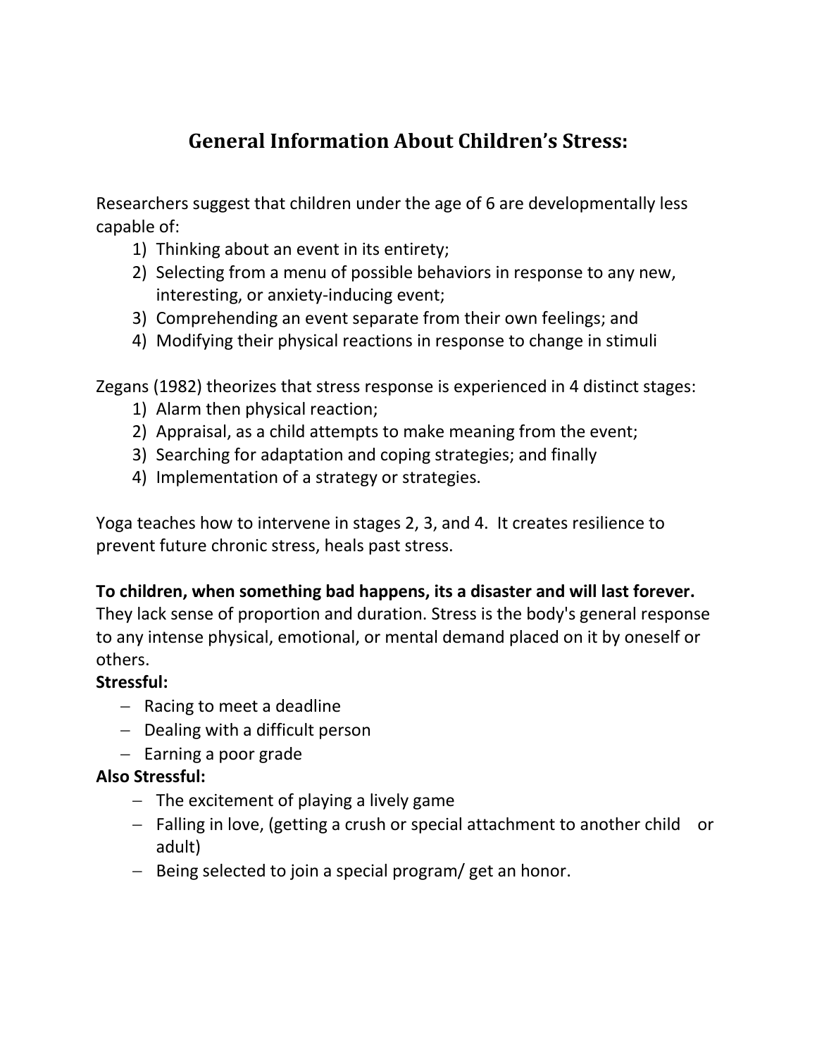# General Information About Children's Stress:

Researchers suggest that children under the age of 6 are developmentally less capable of:

1) Thinking about an event in its entirety;
2) Selecting from a menu of possible behaviors in response to any new, interesting, or anxiety-inducing event;
3) Comprehending an event separate from their own feelings; and
4) Modifying their physical reactions in response to change in stimuli

Zegans (1982) theorizes that stress response is experienced in 4 distinct stages:

1) Alarm then physical reaction;
2) Appraisal, as a child attempts to make meaning from the event;
3) Searching for adaptation and coping strategies; and finally
4) Implementation of a strategy or strategies.

Yoga teaches how to intervene in stages 2, 3, and 4. It creates resilience to prevent future chronic stress, heals past stress.

**To children, when something bad happens, its a disaster and will last forever.** They lack sense of proportion and duration. Stress is the body's general response to any intense physical, emotional, or mental demand placed on it by oneself or others.

**Stressful:**

- Racing to meet a deadline
- Dealing with a difficult person
- Earning a poor grade

**Also Stressful:**

- The excitement of playing a lively game
- Falling in love, (getting a crush or special attachment to another child or adult)
- Being selected to join a special program/ get an honor.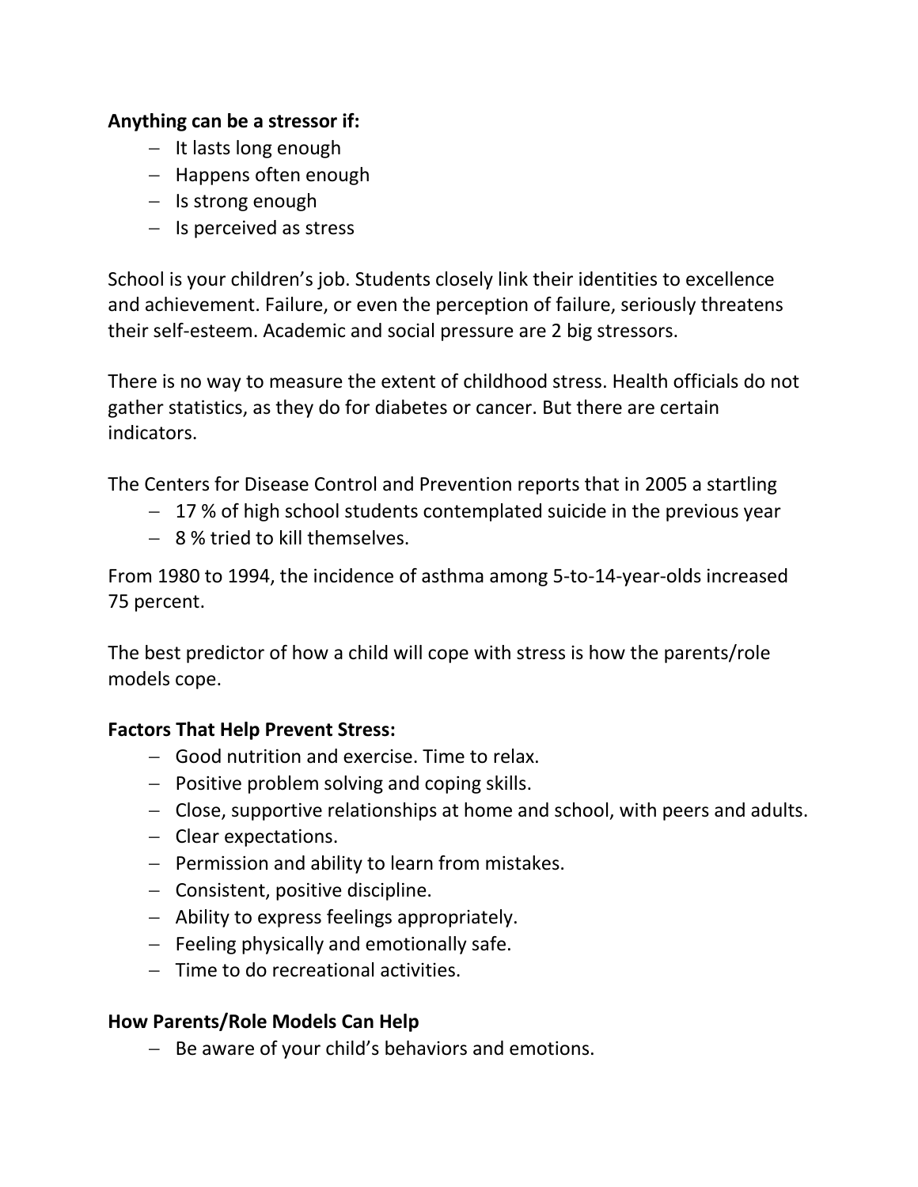**Anything can be a stressor if:**

- It lasts long enough
- Happens often enough
- Is strong enough
- Is perceived as stress

School is your children's job. Students closely link their identities to excellence and achievement. Failure, or even the perception of failure, seriously threatens their self-esteem. Academic and social pressure are 2 big stressors.

There is no way to measure the extent of childhood stress. Health officials do not gather statistics, as they do for diabetes or cancer. But there are certain indicators.

The Centers for Disease Control and Prevention reports that in 2005 a startling

- 17 % of high school students contemplated suicide in the previous year
- 8 % tried to kill themselves.

From 1980 to 1994, the incidence of asthma among 5-to-14-year-olds increased 75 percent.

The best predictor of how a child will cope with stress is how the parents/role models cope.

**Factors That Help Prevent Stress:**

- Good nutrition and exercise. Time to relax.
- Positive problem solving and coping skills.
- Close, supportive relationships at home and school, with peers and adults.
- Clear expectations.
- Permission and ability to learn from mistakes.
- Consistent, positive discipline.
- Ability to express feelings appropriately.
- Feeling physically and emotionally safe.
- Time to do recreational activities.

**How Parents/Role Models Can Help**

- Be aware of your child's behaviors and emotions.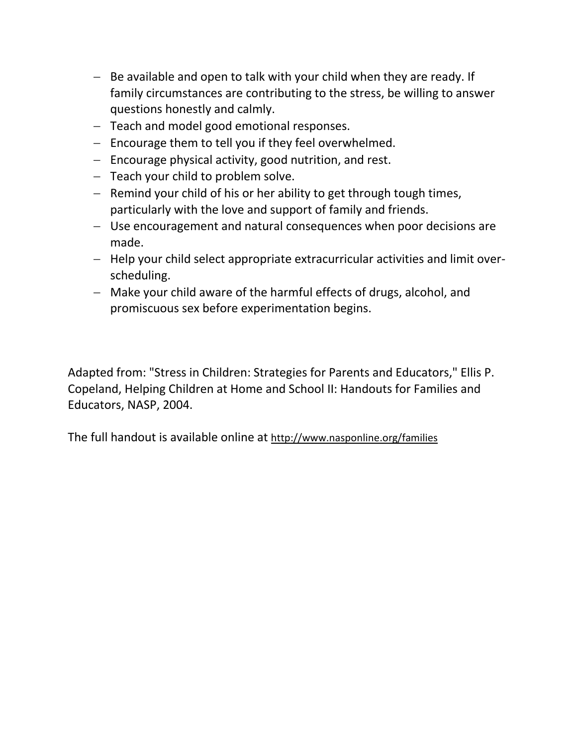- Be available and open to talk with your child when they are ready. If family circumstances are contributing to the stress, be willing to answer questions honestly and calmly.
- Teach and model good emotional responses.
- Encourage them to tell you if they feel overwhelmed.
- Encourage physical activity, good nutrition, and rest.
- Teach your child to problem solve.
- Remind your child of his or her ability to get through tough times, particularly with the love and support of family and friends.
- Use encouragement and natural consequences when poor decisions are made.
- Help your child select appropriate extracurricular activities and limit over-scheduling.
- Make your child aware of the harmful effects of drugs, alcohol, and promiscuous sex before experimentation begins.

Adapted from: "Stress in Children: Strategies for Parents and Educators," Ellis P. Copeland, Helping Children at Home and School II: Handouts for Families and Educators, NASP, 2004.

The full handout is available online at http://www.nasponline.org/families